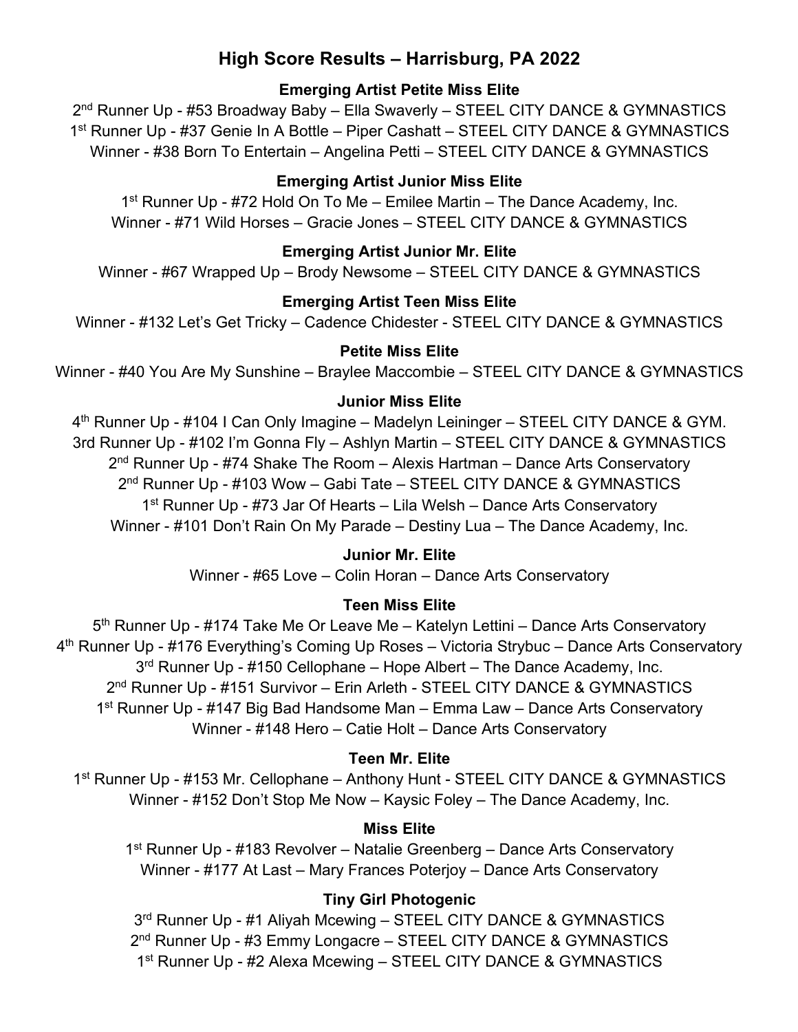# High Score Results – Harrisburg, PA 2022

### Emerging Artist Petite Miss Elite

2nd Runner Up - #53 Broadway Baby – Ella Swaverly – STEEL CITY DANCE & GYMNASTICS
1st Runner Up - #37 Genie In A Bottle – Piper Cashatt – STEEL CITY DANCE & GYMNASTICS
Winner - #38 Born To Entertain – Angelina Petti – STEEL CITY DANCE & GYMNASTICS

### Emerging Artist Junior Miss Elite

1st Runner Up - #72 Hold On To Me – Emilee Martin – The Dance Academy, Inc.
Winner - #71 Wild Horses – Gracie Jones – STEEL CITY DANCE & GYMNASTICS

### Emerging Artist Junior Mr. Elite

Winner - #67 Wrapped Up – Brody Newsome – STEEL CITY DANCE & GYMNASTICS

### Emerging Artist Teen Miss Elite

Winner - #132 Let's Get Tricky – Cadence Chidester - STEEL CITY DANCE & GYMNASTICS

### Petite Miss Elite

Winner - #40 You Are My Sunshine – Braylee Maccombie – STEEL CITY DANCE & GYMNASTICS

### Junior Miss Elite

4th Runner Up - #104 I Can Only Imagine – Madelyn Leininger – STEEL CITY DANCE & GYM.
3rd Runner Up - #102 I'm Gonna Fly – Ashlyn Martin – STEEL CITY DANCE & GYMNASTICS
2nd Runner Up - #74 Shake The Room – Alexis Hartman – Dance Arts Conservatory
2nd Runner Up - #103 Wow – Gabi Tate – STEEL CITY DANCE & GYMNASTICS
1st Runner Up - #73 Jar Of Hearts – Lila Welsh – Dance Arts Conservatory
Winner - #101 Don't Rain On My Parade – Destiny Lua – The Dance Academy, Inc.

### Junior Mr. Elite

Winner - #65 Love – Colin Horan – Dance Arts Conservatory

### Teen Miss Elite

5th Runner Up - #174 Take Me Or Leave Me – Katelyn Lettini – Dance Arts Conservatory
4th Runner Up - #176 Everything's Coming Up Roses – Victoria Strybuc – Dance Arts Conservatory
3rd Runner Up - #150 Cellophane – Hope Albert – The Dance Academy, Inc.
2nd Runner Up - #151 Survivor – Erin Arleth - STEEL CITY DANCE & GYMNASTICS
1st Runner Up - #147 Big Bad Handsome Man – Emma Law – Dance Arts Conservatory
Winner - #148 Hero – Catie Holt – Dance Arts Conservatory

### Teen Mr. Elite

1st Runner Up - #153 Mr. Cellophane – Anthony Hunt - STEEL CITY DANCE & GYMNASTICS
Winner - #152 Don't Stop Me Now – Kaysic Foley – The Dance Academy, Inc.

### Miss Elite

1st Runner Up - #183 Revolver – Natalie Greenberg – Dance Arts Conservatory
Winner - #177 At Last – Mary Frances Poterjoy – Dance Arts Conservatory

### Tiny Girl Photogenic

3rd Runner Up - #1 Aliyah Mcewing – STEEL CITY DANCE & GYMNASTICS
2nd Runner Up - #3 Emmy Longacre – STEEL CITY DANCE & GYMNASTICS
1st Runner Up - #2 Alexa Mcewing – STEEL CITY DANCE & GYMNASTICS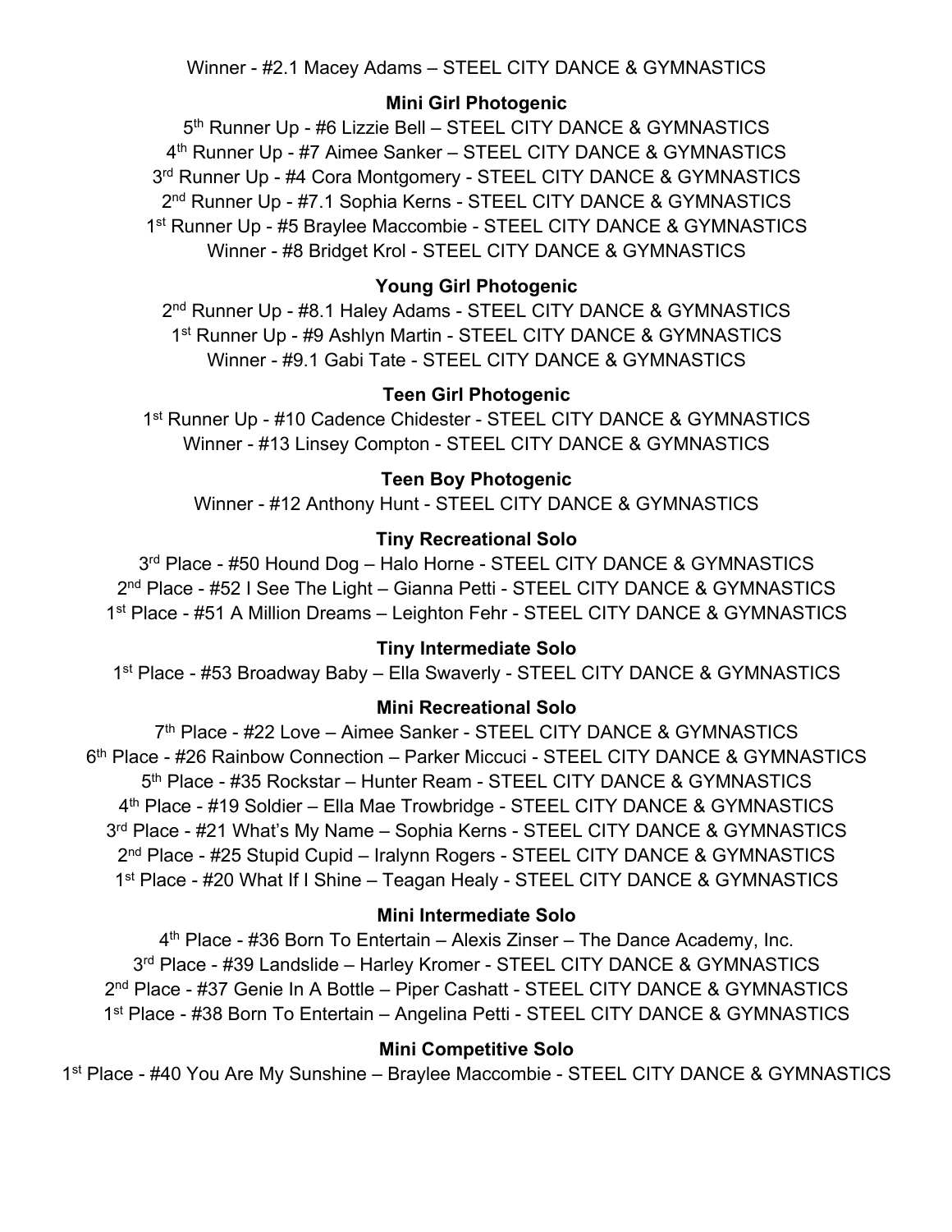Winner - #2.1 Macey Adams – STEEL CITY DANCE & GYMNASTICS

**Mini Girl Photogenic**

5th Runner Up - #6 Lizzie Bell – STEEL CITY DANCE & GYMNASTICS
4th Runner Up - #7 Aimee Sanker – STEEL CITY DANCE & GYMNASTICS
3rd Runner Up - #4 Cora Montgomery - STEEL CITY DANCE & GYMNASTICS
2nd Runner Up - #7.1 Sophia Kerns - STEEL CITY DANCE & GYMNASTICS
1st Runner Up - #5 Braylee Maccombie - STEEL CITY DANCE & GYMNASTICS
Winner - #8 Bridget Krol - STEEL CITY DANCE & GYMNASTICS

**Young Girl Photogenic**

2nd Runner Up - #8.1 Haley Adams - STEEL CITY DANCE & GYMNASTICS
1st Runner Up - #9 Ashlyn Martin - STEEL CITY DANCE & GYMNASTICS
Winner - #9.1 Gabi Tate - STEEL CITY DANCE & GYMNASTICS

**Teen Girl Photogenic**

1st Runner Up - #10 Cadence Chidester - STEEL CITY DANCE & GYMNASTICS
Winner - #13 Linsey Compton - STEEL CITY DANCE & GYMNASTICS

**Teen Boy Photogenic**

Winner - #12 Anthony Hunt - STEEL CITY DANCE & GYMNASTICS

**Tiny Recreational Solo**

3rd Place - #50 Hound Dog – Halo Horne - STEEL CITY DANCE & GYMNASTICS
2nd Place - #52 I See The Light – Gianna Petti - STEEL CITY DANCE & GYMNASTICS
1st Place - #51 A Million Dreams – Leighton Fehr - STEEL CITY DANCE & GYMNASTICS

**Tiny Intermediate Solo**

1st Place - #53 Broadway Baby – Ella Swaverly - STEEL CITY DANCE & GYMNASTICS

**Mini Recreational Solo**

7th Place - #22 Love – Aimee Sanker - STEEL CITY DANCE & GYMNASTICS
6th Place - #26 Rainbow Connection – Parker Miccuci - STEEL CITY DANCE & GYMNASTICS
5th Place - #35 Rockstar – Hunter Ream - STEEL CITY DANCE & GYMNASTICS
4th Place - #19 Soldier – Ella Mae Trowbridge - STEEL CITY DANCE & GYMNASTICS
3rd Place - #21 What's My Name – Sophia Kerns - STEEL CITY DANCE & GYMNASTICS
2nd Place - #25 Stupid Cupid – Iralynn Rogers - STEEL CITY DANCE & GYMNASTICS
1st Place - #20 What If I Shine – Teagan Healy - STEEL CITY DANCE & GYMNASTICS

**Mini Intermediate Solo**

4th Place - #36 Born To Entertain – Alexis Zinser – The Dance Academy, Inc.
3rd Place - #39 Landslide – Harley Kromer - STEEL CITY DANCE & GYMNASTICS
2nd Place - #37 Genie In A Bottle – Piper Cashatt - STEEL CITY DANCE & GYMNASTICS
1st Place - #38 Born To Entertain – Angelina Petti - STEEL CITY DANCE & GYMNASTICS

**Mini Competitive Solo**

1st Place - #40 You Are My Sunshine – Braylee Maccombie - STEEL CITY DANCE & GYMNASTICS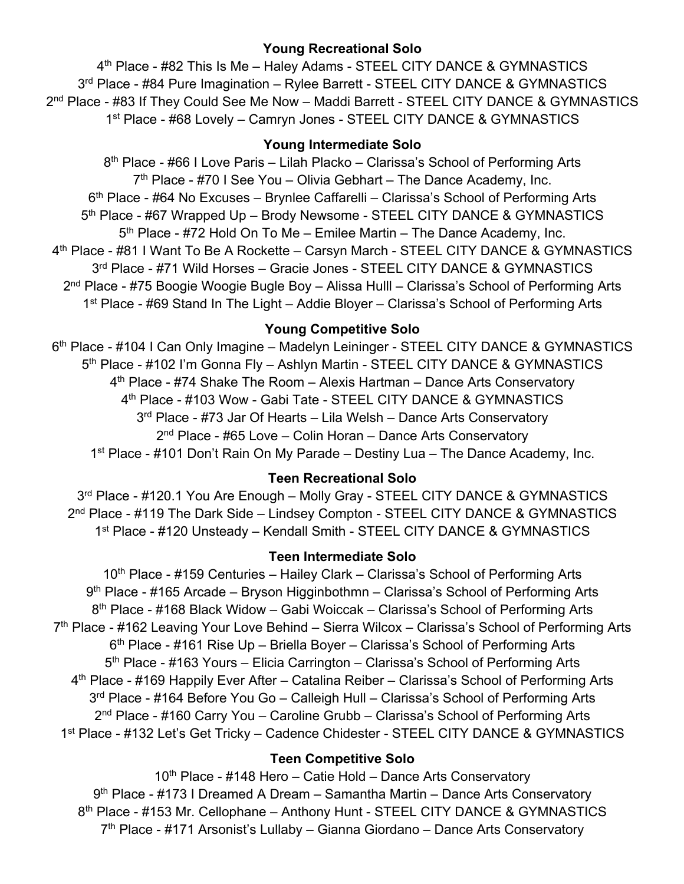**Young Recreational Solo**

4th Place - #82 This Is Me – Haley Adams - STEEL CITY DANCE & GYMNASTICS
3rd Place - #84 Pure Imagination – Rylee Barrett - STEEL CITY DANCE & GYMNASTICS
2nd Place - #83 If They Could See Me Now – Maddi Barrett - STEEL CITY DANCE & GYMNASTICS
1st Place - #68 Lovely – Camryn Jones - STEEL CITY DANCE & GYMNASTICS

**Young Intermediate Solo**

8th Place - #66 I Love Paris – Lilah Placko – Clarissa's School of Performing Arts
7th Place - #70 I See You – Olivia Gebhart – The Dance Academy, Inc.
6th Place - #64 No Excuses – Brynlee Caffarelli – Clarissa's School of Performing Arts
5th Place - #67 Wrapped Up – Brody Newsome - STEEL CITY DANCE & GYMNASTICS
5th Place - #72 Hold On To Me – Emilee Martin – The Dance Academy, Inc.
4th Place - #81 I Want To Be A Rockette – Carsyn March - STEEL CITY DANCE & GYMNASTICS
3rd Place - #71 Wild Horses – Gracie Jones - STEEL CITY DANCE & GYMNASTICS
2nd Place - #75 Boogie Woogie Bugle Boy – Alissa Hulll – Clarissa's School of Performing Arts
1st Place - #69 Stand In The Light – Addie Bloyer – Clarissa's School of Performing Arts

**Young Competitive Solo**

6th Place - #104 I Can Only Imagine – Madelyn Leininger - STEEL CITY DANCE & GYMNASTICS
5th Place - #102 I'm Gonna Fly – Ashlyn Martin - STEEL CITY DANCE & GYMNASTICS
4th Place - #74 Shake The Room – Alexis Hartman – Dance Arts Conservatory
4th Place - #103 Wow - Gabi Tate - STEEL CITY DANCE & GYMNASTICS
3rd Place - #73 Jar Of Hearts – Lila Welsh – Dance Arts Conservatory
2nd Place - #65 Love – Colin Horan – Dance Arts Conservatory
1st Place - #101 Don't Rain On My Parade – Destiny Lua – The Dance Academy, Inc.

**Teen Recreational Solo**

3rd Place - #120.1 You Are Enough – Molly Gray - STEEL CITY DANCE & GYMNASTICS
2nd Place - #119 The Dark Side – Lindsey Compton - STEEL CITY DANCE & GYMNASTICS
1st Place - #120 Unsteady – Kendall Smith - STEEL CITY DANCE & GYMNASTICS

**Teen Intermediate Solo**

10th Place - #159 Centuries – Hailey Clark – Clarissa's School of Performing Arts
9th Place - #165 Arcade – Bryson Higginbothmn – Clarissa's School of Performing Arts
8th Place - #168 Black Widow – Gabi Woiccak – Clarissa's School of Performing Arts
7th Place - #162 Leaving Your Love Behind – Sierra Wilcox – Clarissa's School of Performing Arts
6th Place - #161 Rise Up – Briella Boyer – Clarissa's School of Performing Arts
5th Place - #163 Yours – Elicia Carrington – Clarissa's School of Performing Arts
4th Place - #169 Happily Ever After – Catalina Reiber – Clarissa's School of Performing Arts
3rd Place - #164 Before You Go – Calleigh Hull – Clarissa's School of Performing Arts
2nd Place - #160 Carry You – Caroline Grubb – Clarissa's School of Performing Arts
1st Place - #132 Let's Get Tricky – Cadence Chidester - STEEL CITY DANCE & GYMNASTICS

**Teen Competitive Solo**

10th Place - #148 Hero – Catie Hold – Dance Arts Conservatory
9th Place - #173 I Dreamed A Dream – Samantha Martin – Dance Arts Conservatory
8th Place - #153 Mr. Cellophane – Anthony Hunt - STEEL CITY DANCE & GYMNASTICS
7th Place - #171 Arsonist's Lullaby – Gianna Giordano – Dance Arts Conservatory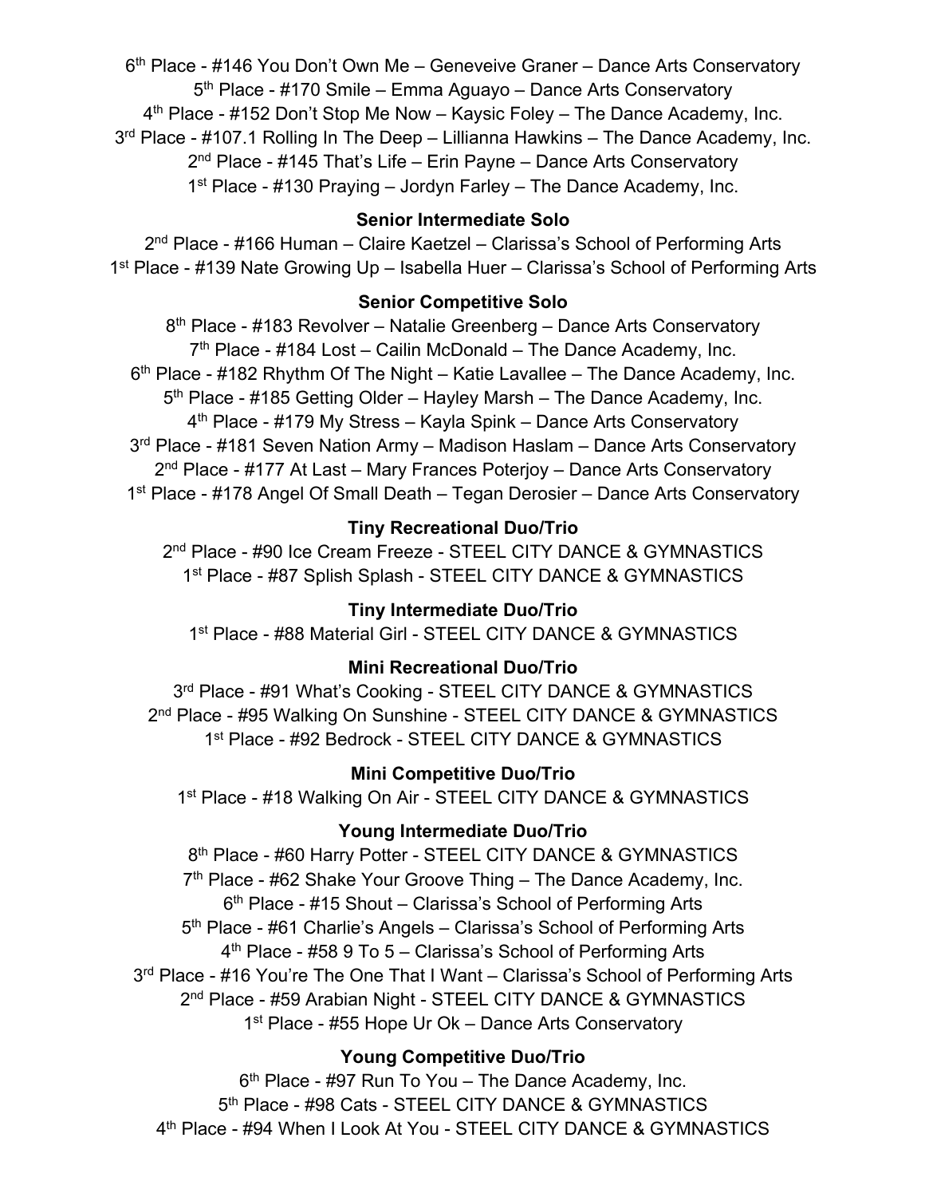6th Place - #146 You Don't Own Me – Geneveive Graner – Dance Arts Conservatory
5th Place - #170 Smile – Emma Aguayo – Dance Arts Conservatory
4th Place - #152 Don't Stop Me Now – Kaysic Foley – The Dance Academy, Inc.
3rd Place - #107.1 Rolling In The Deep – Lillianna Hawkins – The Dance Academy, Inc.
2nd Place - #145 That's Life – Erin Payne – Dance Arts Conservatory
1st Place - #130 Praying – Jordyn Farley – The Dance Academy, Inc.

**Senior Intermediate Solo**

2nd Place - #166 Human – Claire Kaetzel – Clarissa's School of Performing Arts
1st Place - #139 Nate Growing Up – Isabella Huer – Clarissa's School of Performing Arts

**Senior Competitive Solo**

8th Place - #183 Revolver – Natalie Greenberg – Dance Arts Conservatory
7th Place - #184 Lost – Cailin McDonald – The Dance Academy, Inc.
6th Place - #182 Rhythm Of The Night – Katie Lavallee – The Dance Academy, Inc.
5th Place - #185 Getting Older – Hayley Marsh – The Dance Academy, Inc.
4th Place - #179 My Stress – Kayla Spink – Dance Arts Conservatory
3rd Place - #181 Seven Nation Army – Madison Haslam – Dance Arts Conservatory
2nd Place - #177 At Last – Mary Frances Poterjoy – Dance Arts Conservatory
1st Place - #178 Angel Of Small Death – Tegan Derosier – Dance Arts Conservatory

**Tiny Recreational Duo/Trio**

2nd Place - #90 Ice Cream Freeze - STEEL CITY DANCE & GYMNASTICS
1st Place - #87 Splish Splash - STEEL CITY DANCE & GYMNASTICS

**Tiny Intermediate Duo/Trio**

1st Place - #88 Material Girl - STEEL CITY DANCE & GYMNASTICS

**Mini Recreational Duo/Trio**

3rd Place - #91 What's Cooking - STEEL CITY DANCE & GYMNASTICS
2nd Place - #95 Walking On Sunshine - STEEL CITY DANCE & GYMNASTICS
1st Place - #92 Bedrock - STEEL CITY DANCE & GYMNASTICS

**Mini Competitive Duo/Trio**

1st Place - #18 Walking On Air - STEEL CITY DANCE & GYMNASTICS

**Young Intermediate Duo/Trio**

8th Place - #60 Harry Potter - STEEL CITY DANCE & GYMNASTICS
7th Place - #62 Shake Your Groove Thing – The Dance Academy, Inc.
6th Place - #15 Shout – Clarissa's School of Performing Arts
5th Place - #61 Charlie's Angels – Clarissa's School of Performing Arts
4th Place - #58 9 To 5 – Clarissa's School of Performing Arts
3rd Place - #16 You're The One That I Want – Clarissa's School of Performing Arts
2nd Place - #59 Arabian Night - STEEL CITY DANCE & GYMNASTICS
1st Place - #55 Hope Ur Ok – Dance Arts Conservatory

**Young Competitive Duo/Trio**

6th Place - #97 Run To You – The Dance Academy, Inc.
5th Place - #98 Cats - STEEL CITY DANCE & GYMNASTICS
4th Place - #94 When I Look At You - STEEL CITY DANCE & GYMNASTICS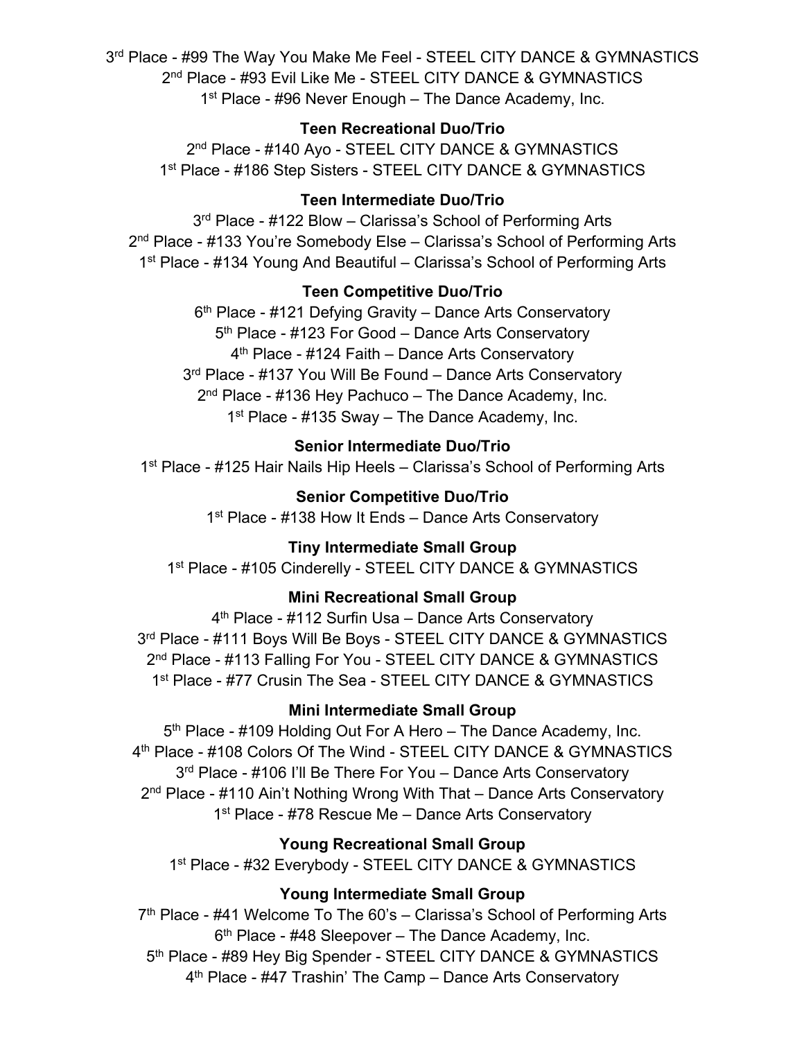3rd Place - #99 The Way You Make Me Feel - STEEL CITY DANCE & GYMNASTICS
2nd Place - #93 Evil Like Me - STEEL CITY DANCE & GYMNASTICS
1st Place - #96 Never Enough – The Dance Academy, Inc.

**Teen Recreational Duo/Trio**

2nd Place - #140 Ayo - STEEL CITY DANCE & GYMNASTICS
1st Place - #186 Step Sisters - STEEL CITY DANCE & GYMNASTICS

**Teen Intermediate Duo/Trio**

3rd Place - #122 Blow – Clarissa's School of Performing Arts
2nd Place - #133 You're Somebody Else – Clarissa's School of Performing Arts
1st Place - #134 Young And Beautiful – Clarissa's School of Performing Arts

**Teen Competitive Duo/Trio**

6th Place - #121 Defying Gravity – Dance Arts Conservatory
5th Place - #123 For Good – Dance Arts Conservatory
4th Place - #124 Faith – Dance Arts Conservatory
3rd Place - #137 You Will Be Found – Dance Arts Conservatory
2nd Place - #136 Hey Pachuco – The Dance Academy, Inc.
1st Place - #135 Sway – The Dance Academy, Inc.

**Senior Intermediate Duo/Trio**

1st Place - #125 Hair Nails Hip Heels – Clarissa's School of Performing Arts

**Senior Competitive Duo/Trio**

1st Place - #138 How It Ends – Dance Arts Conservatory

**Tiny Intermediate Small Group**

1st Place - #105 Cinderelly - STEEL CITY DANCE & GYMNASTICS

**Mini Recreational Small Group**

4th Place - #112 Surfin Usa – Dance Arts Conservatory
3rd Place - #111 Boys Will Be Boys - STEEL CITY DANCE & GYMNASTICS
2nd Place - #113 Falling For You - STEEL CITY DANCE & GYMNASTICS
1st Place - #77 Crusin The Sea - STEEL CITY DANCE & GYMNASTICS

**Mini Intermediate Small Group**

5th Place - #109 Holding Out For A Hero – The Dance Academy, Inc.
4th Place - #108 Colors Of The Wind - STEEL CITY DANCE & GYMNASTICS
3rd Place - #106 I'll Be There For You – Dance Arts Conservatory
2nd Place - #110 Ain't Nothing Wrong With That – Dance Arts Conservatory
1st Place - #78 Rescue Me – Dance Arts Conservatory

**Young Recreational Small Group**

1st Place - #32 Everybody - STEEL CITY DANCE & GYMNASTICS

**Young Intermediate Small Group**

7th Place - #41 Welcome To The 60's – Clarissa's School of Performing Arts
6th Place - #48 Sleepover – The Dance Academy, Inc.
5th Place - #89 Hey Big Spender - STEEL CITY DANCE & GYMNASTICS
4th Place - #47 Trashin' The Camp – Dance Arts Conservatory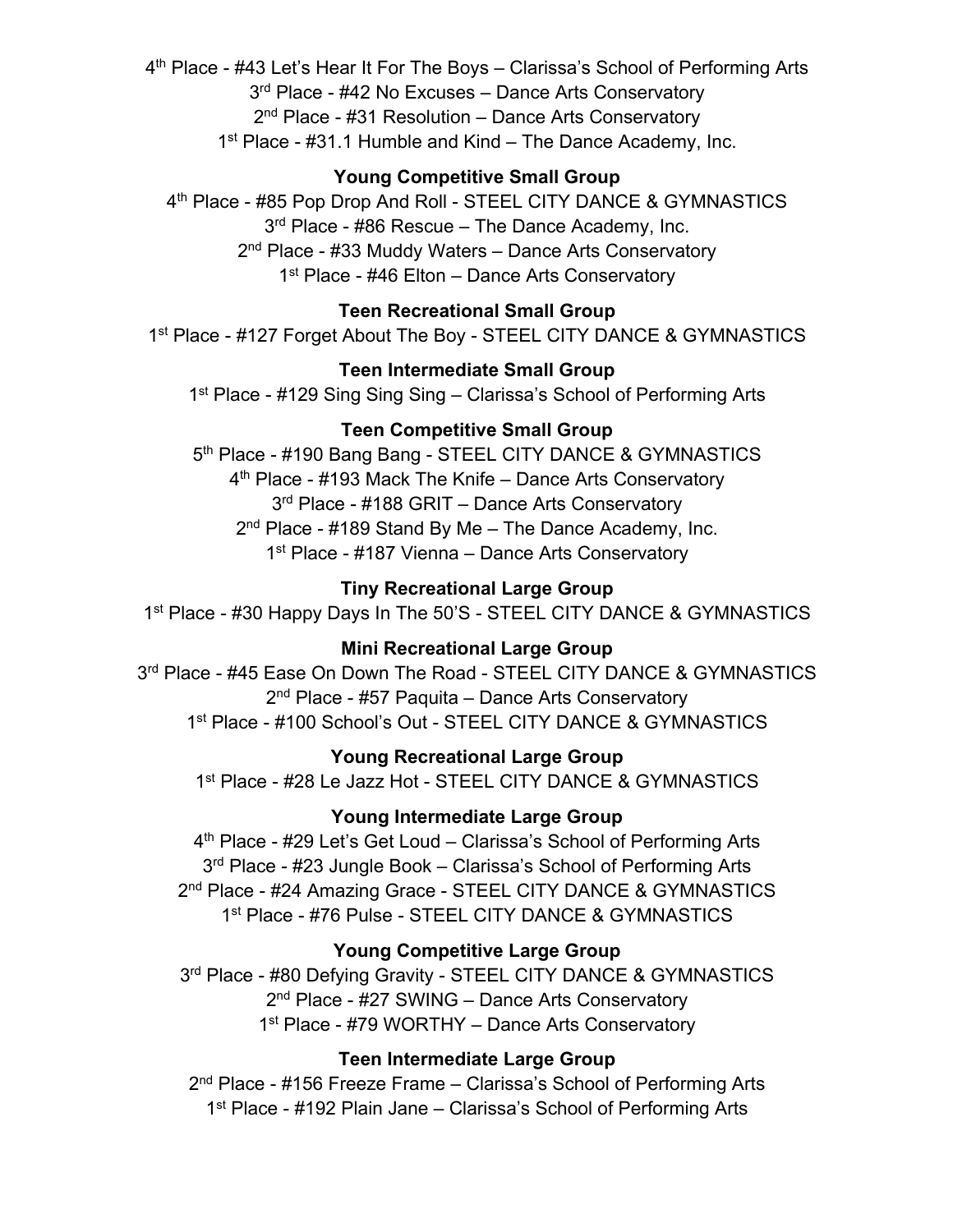4th Place - #43 Let's Hear It For The Boys – Clarissa's School of Performing Arts
3rd Place - #42 No Excuses – Dance Arts Conservatory
2nd Place - #31 Resolution – Dance Arts Conservatory
1st Place - #31.1 Humble and Kind – The Dance Academy, Inc.

**Young Competitive Small Group**

4th Place - #85 Pop Drop And Roll - STEEL CITY DANCE & GYMNASTICS
3rd Place - #86 Rescue – The Dance Academy, Inc.
2nd Place - #33 Muddy Waters – Dance Arts Conservatory
1st Place - #46 Elton – Dance Arts Conservatory

**Teen Recreational Small Group**

1st Place - #127 Forget About The Boy - STEEL CITY DANCE & GYMNASTICS

**Teen Intermediate Small Group**

1st Place - #129 Sing Sing Sing – Clarissa's School of Performing Arts

**Teen Competitive Small Group**

5th Place - #190 Bang Bang - STEEL CITY DANCE & GYMNASTICS
4th Place - #193 Mack The Knife – Dance Arts Conservatory
3rd Place - #188 GRIT – Dance Arts Conservatory
2nd Place - #189 Stand By Me – The Dance Academy, Inc.
1st Place - #187 Vienna – Dance Arts Conservatory

**Tiny Recreational Large Group**

1st Place - #30 Happy Days In The 50'S - STEEL CITY DANCE & GYMNASTICS

**Mini Recreational Large Group**

3rd Place - #45 Ease On Down The Road - STEEL CITY DANCE & GYMNASTICS
2nd Place - #57 Paquita – Dance Arts Conservatory
1st Place - #100 School's Out - STEEL CITY DANCE & GYMNASTICS

**Young Recreational Large Group**

1st Place - #28 Le Jazz Hot - STEEL CITY DANCE & GYMNASTICS

**Young Intermediate Large Group**

4th Place - #29 Let's Get Loud – Clarissa's School of Performing Arts
3rd Place - #23 Jungle Book – Clarissa's School of Performing Arts
2nd Place - #24 Amazing Grace - STEEL CITY DANCE & GYMNASTICS
1st Place - #76 Pulse - STEEL CITY DANCE & GYMNASTICS

**Young Competitive Large Group**

3rd Place - #80 Defying Gravity - STEEL CITY DANCE & GYMNASTICS
2nd Place - #27 SWING – Dance Arts Conservatory
1st Place - #79 WORTHY – Dance Arts Conservatory

**Teen Intermediate Large Group**

2nd Place - #156 Freeze Frame – Clarissa's School of Performing Arts
1st Place - #192 Plain Jane – Clarissa's School of Performing Arts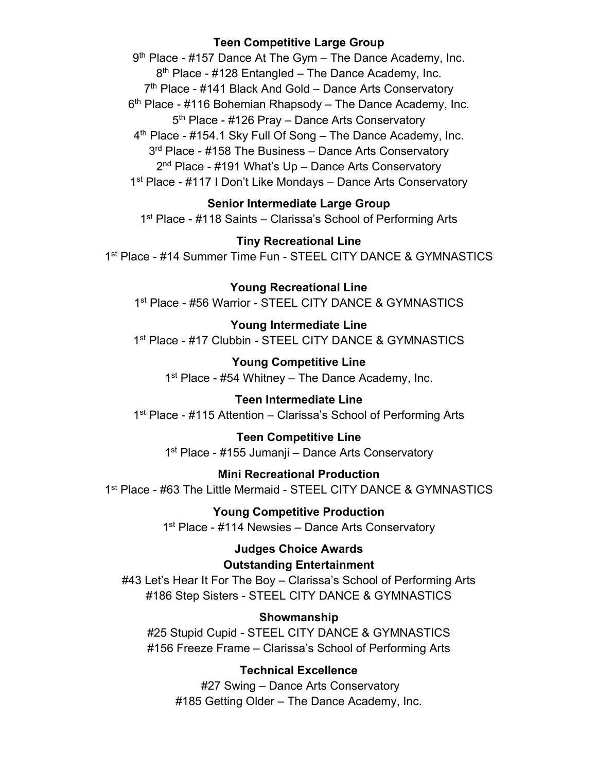**Teen Competitive Large Group**

9th Place - #157 Dance At The Gym – The Dance Academy, Inc.
8th Place - #128 Entangled – The Dance Academy, Inc.
7th Place - #141 Black And Gold – Dance Arts Conservatory
6th Place - #116 Bohemian Rhapsody – The Dance Academy, Inc.
5th Place - #126 Pray – Dance Arts Conservatory
4th Place - #154.1 Sky Full Of Song – The Dance Academy, Inc.
3rd Place - #158 The Business – Dance Arts Conservatory
2nd Place - #191 What's Up – Dance Arts Conservatory
1st Place - #117 I Don't Like Mondays – Dance Arts Conservatory

**Senior Intermediate Large Group**

1st Place - #118 Saints – Clarissa's School of Performing Arts

**Tiny Recreational Line**

1st Place - #14 Summer Time Fun - STEEL CITY DANCE & GYMNASTICS

**Young Recreational Line**

1st Place - #56 Warrior - STEEL CITY DANCE & GYMNASTICS

**Young Intermediate Line**

1st Place - #17 Clubbin - STEEL CITY DANCE & GYMNASTICS

**Young Competitive Line**

1st Place - #54 Whitney – The Dance Academy, Inc.

**Teen Intermediate Line**

1st Place - #115 Attention – Clarissa's School of Performing Arts

**Teen Competitive Line**

1st Place - #155 Jumanji – Dance Arts Conservatory

**Mini Recreational Production**

1st Place - #63 The Little Mermaid - STEEL CITY DANCE & GYMNASTICS

**Young Competitive Production**

1st Place - #114 Newsies – Dance Arts Conservatory

**Judges Choice Awards**

**Outstanding Entertainment**

#43 Let's Hear It For The Boy – Clarissa's School of Performing Arts
#186 Step Sisters - STEEL CITY DANCE & GYMNASTICS

**Showmanship**

#25 Stupid Cupid - STEEL CITY DANCE & GYMNASTICS
#156 Freeze Frame – Clarissa's School of Performing Arts

**Technical Excellence**

#27 Swing – Dance Arts Conservatory
#185 Getting Older – The Dance Academy, Inc.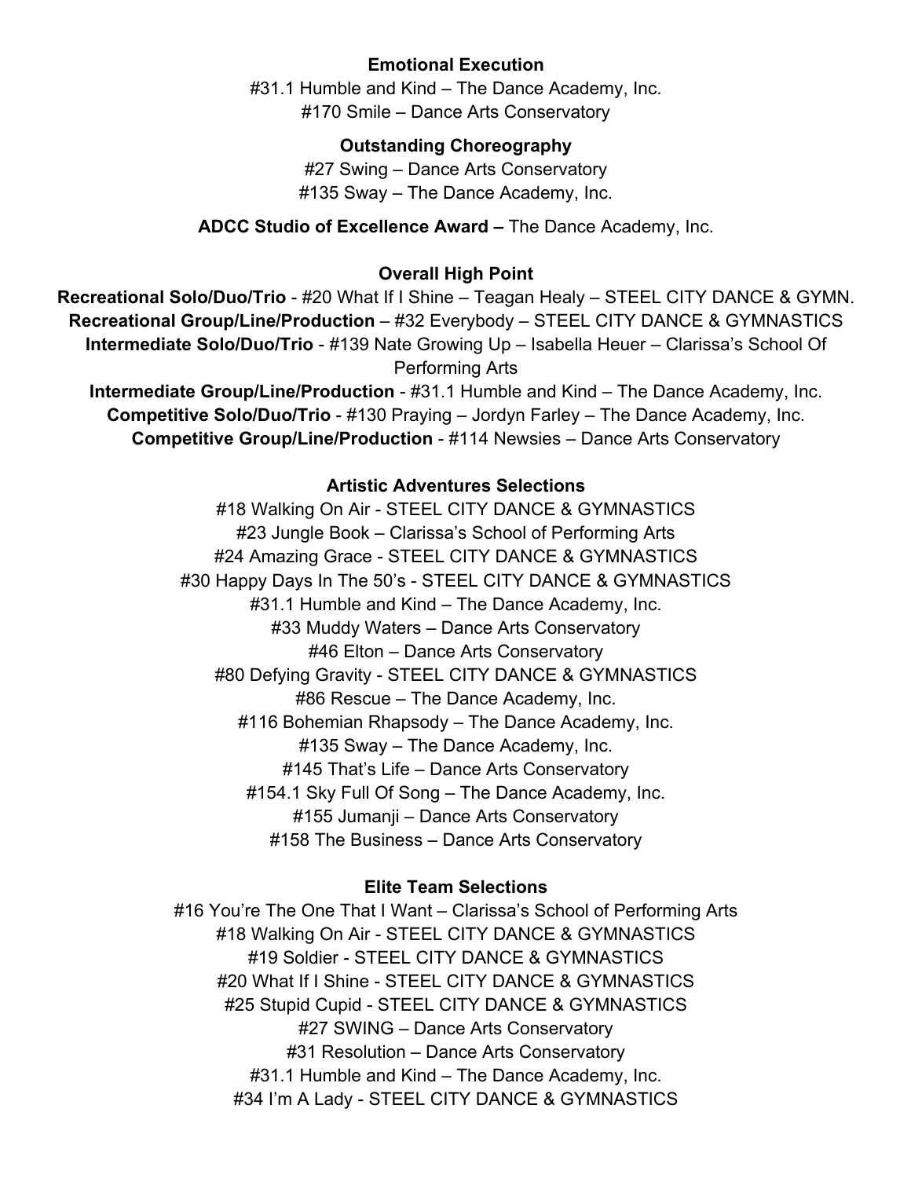**Emotional Execution**

#31.1 Humble and Kind – The Dance Academy, Inc.
#170 Smile – Dance Arts Conservatory

**Outstanding Choreography**

#27 Swing – Dance Arts Conservatory
#135 Sway – The Dance Academy, Inc.

**ADCC Studio of Excellence Award –** The Dance Academy, Inc.

**Overall High Point**

**Recreational Solo/Duo/Trio** - #20 What If I Shine – Teagan Healy – STEEL CITY DANCE & GYMN.
**Recreational Group/Line/Production** – #32 Everybody – STEEL CITY DANCE & GYMNASTICS
**Intermediate Solo/Duo/Trio** - #139 Nate Growing Up – Isabella Heuer – Clarissa's School Of Performing Arts
**Intermediate Group/Line/Production** - #31.1 Humble and Kind – The Dance Academy, Inc.
**Competitive Solo/Duo/Trio** - #130 Praying – Jordyn Farley – The Dance Academy, Inc.
**Competitive Group/Line/Production** - #114 Newsies – Dance Arts Conservatory

**Artistic Adventures Selections**

#18 Walking On Air - STEEL CITY DANCE & GYMNASTICS
#23 Jungle Book – Clarissa's School of Performing Arts
#24 Amazing Grace - STEEL CITY DANCE & GYMNASTICS
#30 Happy Days In The 50's - STEEL CITY DANCE & GYMNASTICS
#31.1 Humble and Kind – The Dance Academy, Inc.
#33 Muddy Waters – Dance Arts Conservatory
#46 Elton – Dance Arts Conservatory
#80 Defying Gravity - STEEL CITY DANCE & GYMNASTICS
#86 Rescue – The Dance Academy, Inc.
#116 Bohemian Rhapsody – The Dance Academy, Inc.
#135 Sway – The Dance Academy, Inc.
#145 That's Life – Dance Arts Conservatory
#154.1 Sky Full Of Song – The Dance Academy, Inc.
#155 Jumanji – Dance Arts Conservatory
#158 The Business – Dance Arts Conservatory

**Elite Team Selections**

#16 You're The One That I Want – Clarissa's School of Performing Arts
#18 Walking On Air - STEEL CITY DANCE & GYMNASTICS
#19 Soldier - STEEL CITY DANCE & GYMNASTICS
#20 What If I Shine - STEEL CITY DANCE & GYMNASTICS
#25 Stupid Cupid - STEEL CITY DANCE & GYMNASTICS
#27 SWING – Dance Arts Conservatory
#31 Resolution – Dance Arts Conservatory
#31.1 Humble and Kind – The Dance Academy, Inc.
#34 I'm A Lady - STEEL CITY DANCE & GYMNASTICS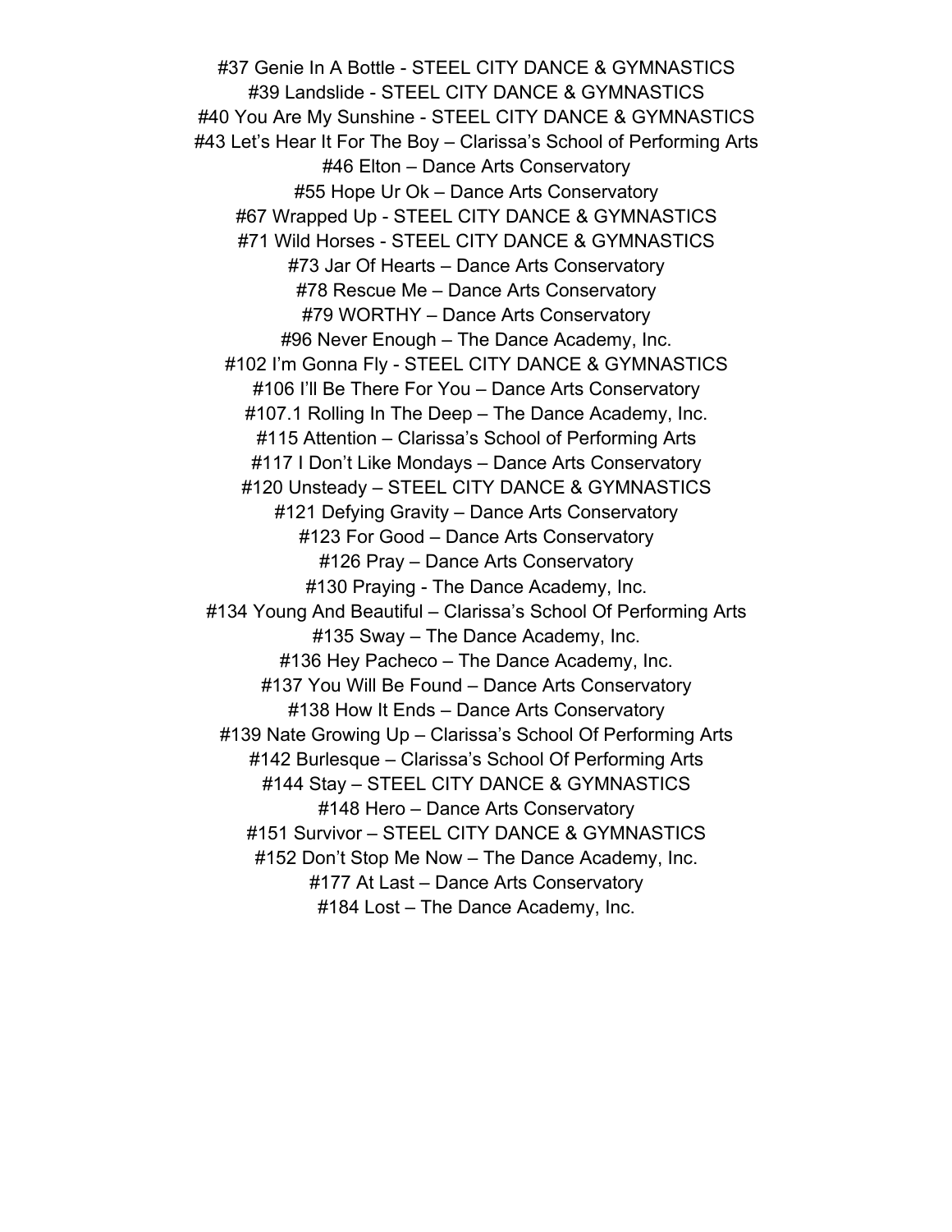#37 Genie In A Bottle - STEEL CITY DANCE & GYMNASTICS

#39 Landslide - STEEL CITY DANCE & GYMNASTICS

#40 You Are My Sunshine - STEEL CITY DANCE & GYMNASTICS

#43 Let's Hear It For The Boy – Clarissa's School of Performing Arts

#46 Elton – Dance Arts Conservatory

#55 Hope Ur Ok – Dance Arts Conservatory

#67 Wrapped Up - STEEL CITY DANCE & GYMNASTICS

#71 Wild Horses - STEEL CITY DANCE & GYMNASTICS

#73 Jar Of Hearts – Dance Arts Conservatory

#78 Rescue Me – Dance Arts Conservatory

#79 WORTHY – Dance Arts Conservatory

#96 Never Enough – The Dance Academy, Inc.

#102 I'm Gonna Fly - STEEL CITY DANCE & GYMNASTICS

#106 I'll Be There For You – Dance Arts Conservatory

#107.1 Rolling In The Deep – The Dance Academy, Inc.

#115 Attention – Clarissa's School of Performing Arts

#117 I Don't Like Mondays – Dance Arts Conservatory

#120 Unsteady – STEEL CITY DANCE & GYMNASTICS

#121 Defying Gravity – Dance Arts Conservatory

#123 For Good – Dance Arts Conservatory

#126 Pray – Dance Arts Conservatory

#130 Praying - The Dance Academy, Inc.

#134 Young And Beautiful – Clarissa's School Of Performing Arts

#135 Sway – The Dance Academy, Inc.

#136 Hey Pacheco – The Dance Academy, Inc.

#137 You Will Be Found – Dance Arts Conservatory

#138 How It Ends – Dance Arts Conservatory

#139 Nate Growing Up – Clarissa's School Of Performing Arts

#142 Burlesque – Clarissa's School Of Performing Arts

#144 Stay – STEEL CITY DANCE & GYMNASTICS

#148 Hero – Dance Arts Conservatory

#151 Survivor – STEEL CITY DANCE & GYMNASTICS

#152 Don't Stop Me Now – The Dance Academy, Inc.

#177 At Last – Dance Arts Conservatory

#184 Lost – The Dance Academy, Inc.